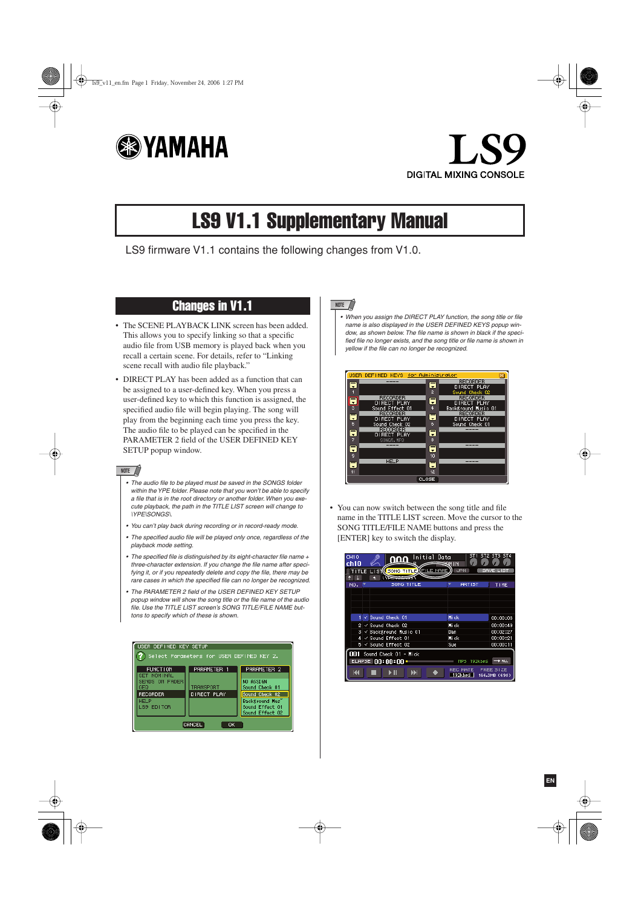YAMAHA

# LS9

DIGITAL MIXING CONSOLE

# LS9 V1.1 Supplementary Manual

LS9 firmware V1.1 contains the following changes from V1.0.

## Changes in V1.1

- The SCENE PLAYBACK LINK screen has been added. This allows you to specify linking so that a specific audio file from USB memory is played back when you recall a certain scene. For details, refer to "Linking scene recall with audio file playback."
- DIRECT PLAY has been added as a function that can be assigned to a user-defined key. When you press a user-defined key to which this function is assigned, the specified audio file will begin playing. The song will play from the beginning each time you press the key. The audio file to be played can be specified in the PARAMETER 2 field of the USER DEFINED KEY SETUP popup window.

NOTE

- *The audio file to be played must be saved in the SONGS folder within the YPE folder. Please note that you won't be able to specify a file that is in the root directory or another folder. When you execute playback, the path in the TITLE LIST screen will change to \YPE\SONGS\.*
- *You can't play back during recording or in record-ready mode.*
- *The specified audio file will be played only once, regardless of the playback mode setting.*
- *The specified file is distinguished by its eight-character file name + three-character extension. If you change the file name after specifying it, or if you repeatedly delete and copy the file, there may be rare cases in which the specified file can no longer be recognized.*
- *The PARAMETER 2 field of the USER DEFINED KEY SETUP popup window will show the song title or the file name of the audio file. Use the TITLE LIST screen's SONG TITLE/FILE NAME buttons to specify which of these is shown.*

NOTE

- *When you assign the DIRECT PLAY function, the song title or file name is also displayed in the USER DEFINED KEYS popup window, as shown below. The file name is shown in black if the specified file no longer exists, and the song title or file name is shown in yellow if the file can no longer be recognized.*

- You can now switch between the song title and file name in the TITLE LIST screen. Move the cursor to the SONG TITLE/FILE NAME buttons and press the [ENTER] key to switch the display.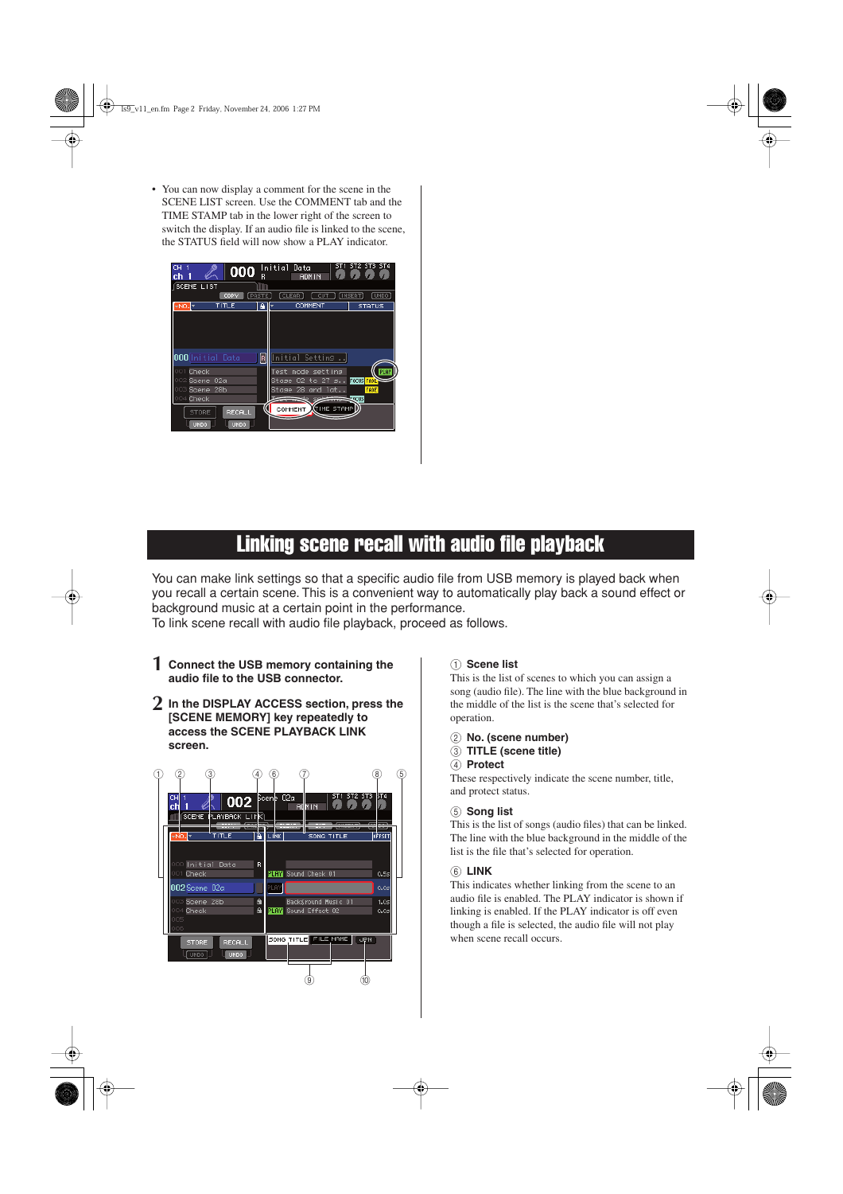- You can now display a comment for the scene in the SCENE LIST screen. Use the COMMENT tab and the TIME STAMP tab in the lower right of the screen to switch the display. If an audio file is linked to the scene, the STATUS field will now show a PLAY indicator.

# Linking scene recall with audio file playback

You can make link settings so that a specific audio file from USB memory is played back when you recall a certain scene. This is a convenient way to automatically play back a sound effect or background music at a certain point in the performance.
To link scene recall with audio file playback, proceed as follows.

**1** **Connect the USB memory containing the audio file to the USB connector.**

**2** **In the DISPLAY ACCESS section, press the [SCENE MEMORY] key repeatedly to access the SCENE PLAYBACK LINK screen.**

① **Scene list**
This is the list of scenes to which you can assign a song (audio file). The line with the blue background in the middle of the list is the scene that's selected for operation.

② **No. (scene number)**
③ **TITLE (scene title)**
④ **Protect**
These respectively indicate the scene number, title, and protect status.

⑤ **Song list**
This is the list of songs (audio files) that can be linked. The line with the blue background in the middle of the list is the file that's selected for operation.

⑥ **LINK**
This indicates whether linking from the scene to an audio file is enabled. The PLAY indicator is shown if linking is enabled. If the PLAY indicator is off even though a file is selected, the audio file will not play when scene recall occurs.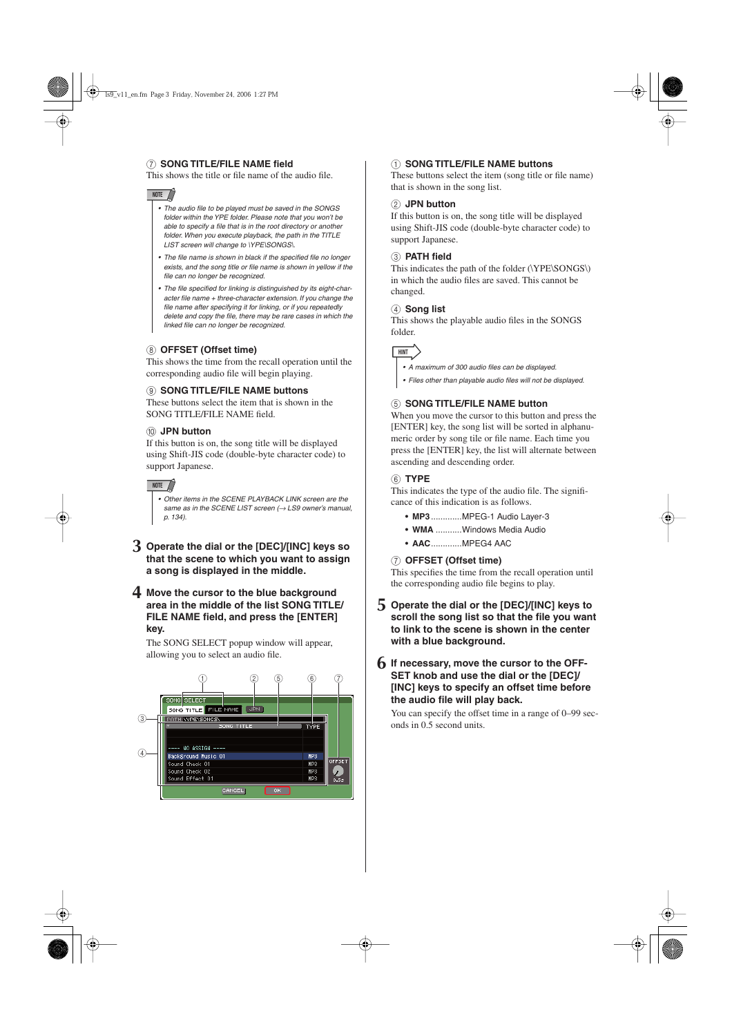### ⑦ SONG TITLE/FILE NAME field

This shows the title or file name of the audio file.

> **NOTE**
> - *The audio file to be played must be saved in the SONGS folder within the YPE folder. Please note that you won't be able to specify a file that is in the root directory or another folder. When you execute playback, the path in the TITLE LIST screen will change to \YPE\SONGS\.*
> - *The file name is shown in black if the specified file no longer exists, and the song title or file name is shown in yellow if the file can no longer be recognized.*
> - *The file specified for linking is distinguished by its eight-character file name + three-character extension. If you change the file name after specifying it for linking, or if you repeatedly delete and copy the file, there may be rare cases in which the linked file can no longer be recognized.*

### ⑧ OFFSET (Offset time)

This shows the time from the recall operation until the corresponding audio file will begin playing.

### ⑨ SONG TITLE/FILE NAME buttons

These buttons select the item that is shown in the SONG TITLE/FILE NAME field.

### ⑩ JPN button

If this button is on, the song title will be displayed using Shift-JIS code (double-byte character code) to support Japanese.

> **NOTE**
> - *Other items in the SCENE PLAYBACK LINK screen are the same as in the SCENE LIST screen (→ LS9 owner's manual, p. 134).*

**3 Operate the dial or the [DEC]/[INC] keys so that the scene to which you want to assign a song is displayed in the middle.**

**4 Move the cursor to the blue background area in the middle of the list SONG TITLE/ FILE NAME field, and press the [ENTER] key.**

The SONG SELECT popup window will appear, allowing you to select an audio file.

### ① SONG TITLE/FILE NAME buttons

These buttons select the item (song title or file name) that is shown in the song list.

### ② JPN button

If this button is on, the song title will be displayed using Shift-JIS code (double-byte character code) to support Japanese.

### ③ PATH field

This indicates the path of the folder (\YPE\SONGS\) in which the audio files are saved. This cannot be changed.

### ④ Song list

This shows the playable audio files in the SONGS folder.

> **HINT**
> - *A maximum of 300 audio files can be displayed.*
> - *Files other than playable audio files will not be displayed.*

### ⑤ SONG TITLE/FILE NAME button

When you move the cursor to this button and press the [ENTER] key, the song list will be sorted in alphanumeric order by song tile or file name. Each time you press the [ENTER] key, the list will alternate between ascending and descending order.

### ⑥ TYPE

This indicates the type of the audio file. The significance of this indication is as follows.

- **MP3** ............MPEG-1 Audio Layer-3
- **WMA** ...........Windows Media Audio
- **AAC**............MPEG4 AAC

### ⑦ OFFSET (Offset time)

This specifies the time from the recall operation until the corresponding audio file begins to play.

**5 Operate the dial or the [DEC]/[INC] keys to scroll the song list so that the file you want to link to the scene is shown in the center with a blue background.**

**6 If necessary, move the cursor to the OFFSET knob and use the dial or the [DEC]/ [INC] keys to specify an offset time before the audio file will play back.**

You can specify the offset time in a range of 0–99 seconds in 0.5 second units.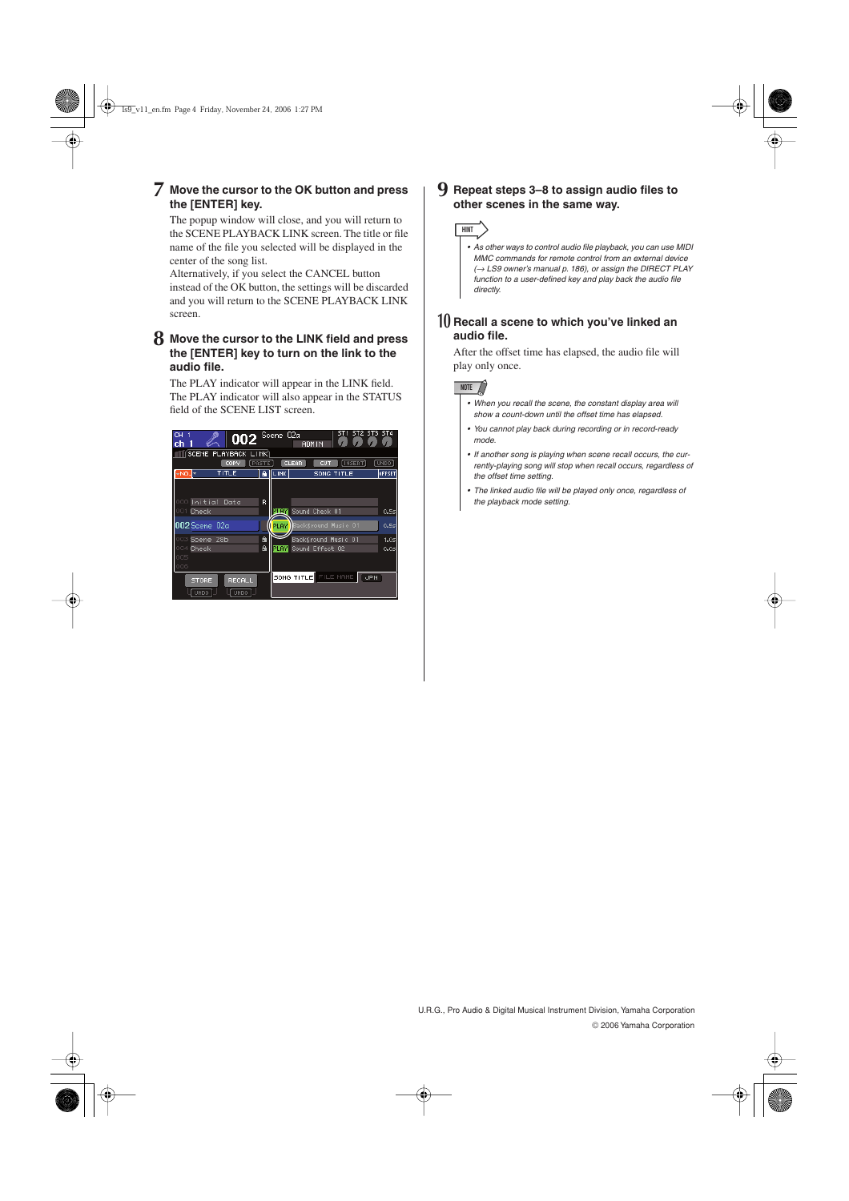### 7 Move the cursor to the OK button and press the [ENTER] key.

The popup window will close, and you will return to the SCENE PLAYBACK LINK screen. The title or file name of the file you selected will be displayed in the center of the song list.

Alternatively, if you select the CANCEL button instead of the OK button, the settings will be discarded and you will return to the SCENE PLAYBACK LINK screen.

### 8 Move the cursor to the LINK field and press the [ENTER] key to turn on the link to the audio file.

The PLAY indicator will appear in the LINK field. The PLAY indicator will also appear in the STATUS field of the SCENE LIST screen.

### 9 Repeat steps 3–8 to assign audio files to other scenes in the same way.

HINT

- *As other ways to control audio file playback, you can use MIDI MMC commands for remote control from an external device (→ LS9 owner's manual p. 186), or assign the DIRECT PLAY function to a user-defined key and play back the audio file directly.*

### 10 Recall a scene to which you've linked an audio file.

After the offset time has elapsed, the audio file will play only once.

NOTE

- *When you recall the scene, the constant display area will show a count-down until the offset time has elapsed.*
- *You cannot play back during recording or in record-ready mode.*
- *If another song is playing when scene recall occurs, the currently-playing song will stop when recall occurs, regardless of the offset time setting.*
- *The linked audio file will be played only once, regardless of the playback mode setting.*

U.R.G., Pro Audio & Digital Musical Instrument Division, Yamaha Corporation

© 2006 Yamaha Corporation